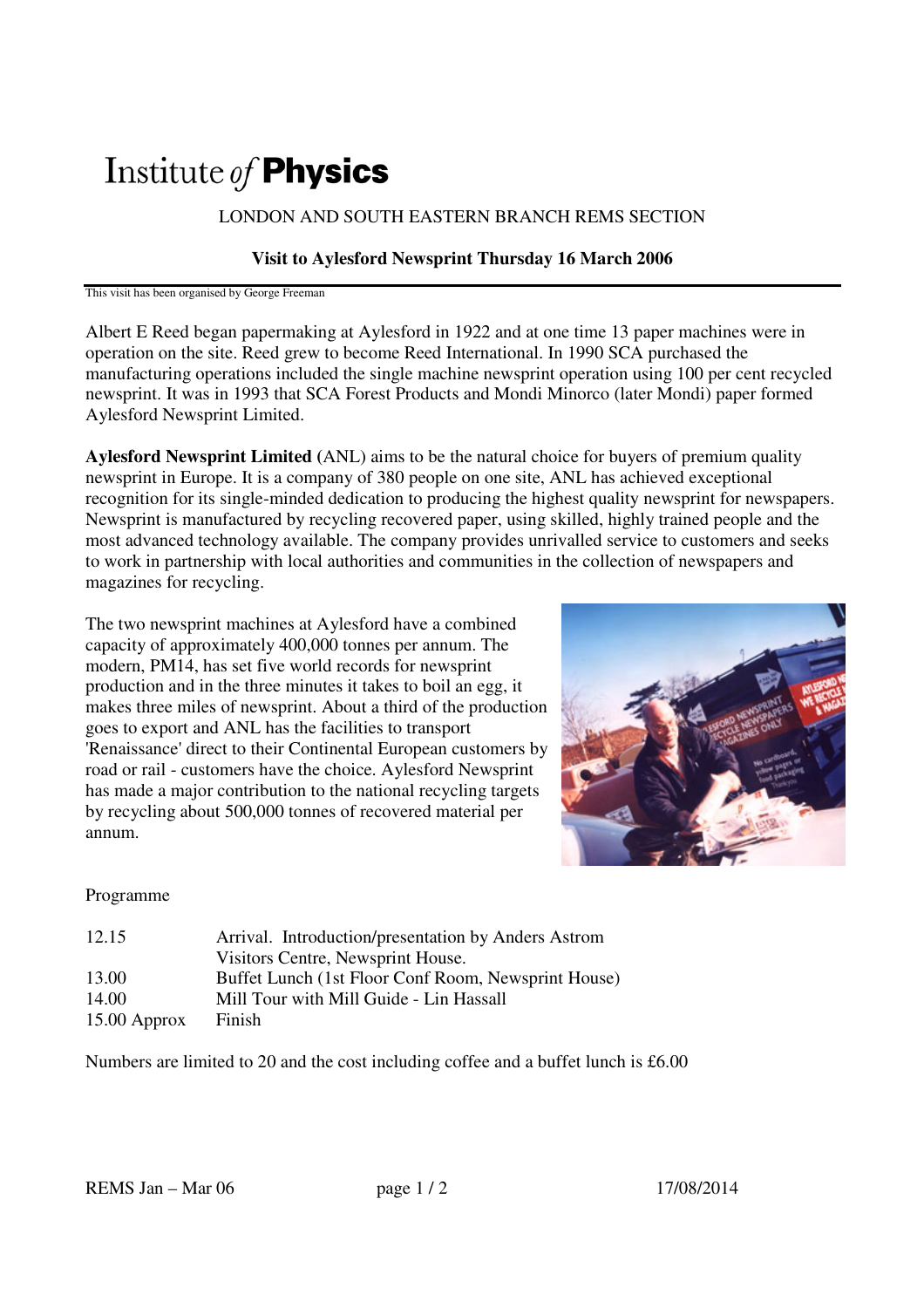# Institute *of* **Physics**

LONDON AND SOUTH EASTERN BRANCH REMS SECTION

**Visit to Aylesford Newsprint Thursday 16 March 2006**

This visit has been organised by George Freeman

Albert E Reed began papermaking at Aylesford in 1922 and at one time 13 paper machines were in operation on the site. Reed grew to become Reed International. In 1990 SCA purchased the manufacturing operations included the single machine newsprint operation using 100 per cent recycled newsprint. It was in 1993 that SCA Forest Products and Mondi Minorco (later Mondi) paper formed Aylesford Newsprint Limited.

**Aylesford Newsprint Limited** (ANL) aims to be the natural choice for buyers of premium quality newsprint in Europe. It is a company of 380 people on one site, ANL has achieved exceptional recognition for its single-minded dedication to producing the highest quality newsprint for newspapers. Newsprint is manufactured by recycling recovered paper, using skilled, highly trained people and the most advanced technology available. The company provides unrivalled service to customers and seeks to work in partnership with local authorities and communities in the collection of newspapers and magazines for recycling.

The two newsprint machines at Aylesford have a combined capacity of approximately 400,000 tonnes per annum. The modern, PM14, has set five world records for newsprint production and in the three minutes it takes to boil an egg, it makes three miles of newsprint. About a third of the production goes to export and ANL has the facilities to transport 'Renaissance' direct to their Continental European customers by road or rail - customers have the choice. Aylesford Newsprint has made a major contribution to the national recycling targets by recycling about 500,000 tonnes of recovered material per annum.

Programme

| | |
|---|---|
| 12.15 | Arrival. Introduction/presentation by Anders Astrom Visitors Centre, Newsprint House. |
| 13.00 | Buffet Lunch (1st Floor Conf Room, Newsprint House) |
| 14.00 | Mill Tour with Mill Guide - Lin Hassall |
| 15.00 Approx | Finish |

Numbers are limited to 20 and the cost including coffee and a buffet lunch is £6.00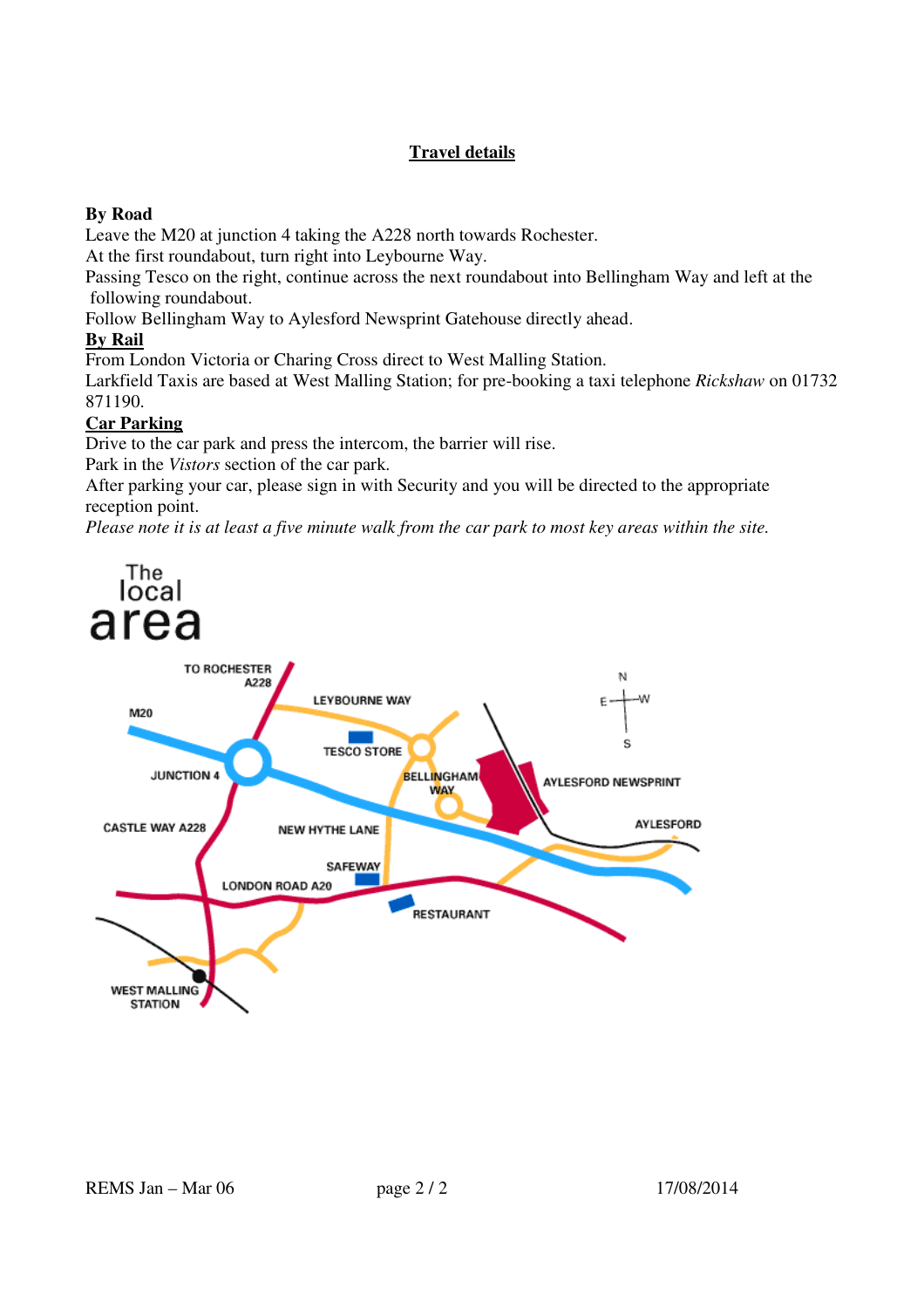## Travel details

**By Road**

Leave the M20 at junction 4 taking the A228 north towards Rochester.
At the first roundabout, turn right into Leybourne Way.
Passing Tesco on the right, continue across the next roundabout into Bellingham Way and left at the following roundabout.
Follow Bellingham Way to Aylesford Newsprint Gatehouse directly ahead.

**By Rail**

From London Victoria or Charing Cross direct to West Malling Station.
Larkfield Taxis are based at West Malling Station; for pre-booking a taxi telephone *Rickshaw* on 01732 871190.

**Car Parking**

Drive to the car park and press the intercom, the barrier will rise.
Park in the *Vistors* section of the car park.
After parking your car, please sign in with Security and you will be directed to the appropriate reception point.
*Please note it is at least a five minute walk from the car park to most key areas within the site.*

The local area

TO ROCHESTER A228
LEYBOURNE WAY
M20
TESCO STORE
JUNCTION 4
BELLINGHAM WAY
AYLESFORD NEWSPRINT
AYLESFORD
CASTLE WAY A228
NEW HYTHE LANE
SAFEWAY
LONDON ROAD A20
RESTAURANT
WEST MALLING STATION
N
E
W
S